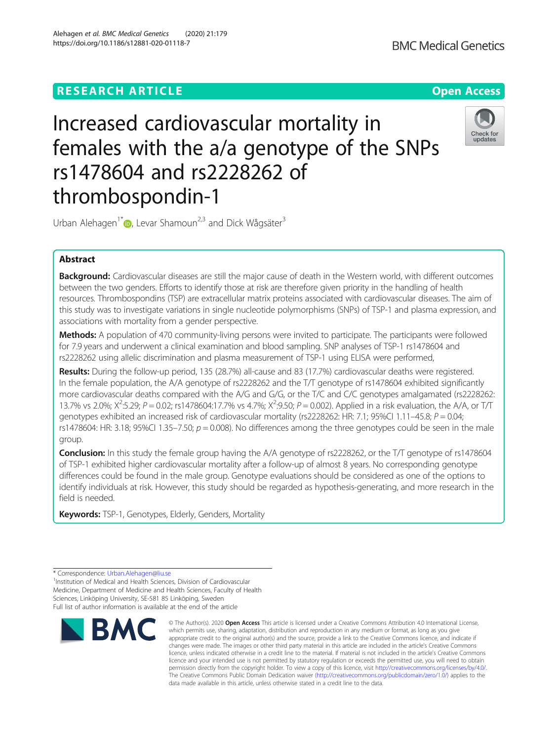RESEARCH ARTICLE

Open Access

# Increased cardiovascular mortality in females with the a/a genotype of the SNPs rs1478604 and rs2228262 of thrombospondin-1

Urban Alehagen[1*], Levar Shamoun[2,3] and Dick Wågsäter[3]

## Abstract

**Background:** Cardiovascular diseases are still the major cause of death in the Western world, with different outcomes between the two genders. Efforts to identify those at risk are therefore given priority in the handling of health resources. Thrombospondins (TSP) are extracellular matrix proteins associated with cardiovascular diseases. The aim of this study was to investigate variations in single nucleotide polymorphisms (SNPs) of TSP-1 and plasma expression, and associations with mortality from a gender perspective.

**Methods:** A population of 470 community-living persons were invited to participate. The participants were followed for 7.9 years and underwent a clinical examination and blood sampling. SNP analyses of TSP-1 rs1478604 and rs2228262 using allelic discrimination and plasma measurement of TSP-1 using ELISA were performed,

**Results:** During the follow-up period, 135 (28.7%) all-cause and 83 (17.7%) cardiovascular deaths were registered. In the female population, the A/A genotype of rs2228262 and the T/T genotype of rs1478604 exhibited significantly more cardiovascular deaths compared with the A/G and G/G, or the T/C and C/C genotypes amalgamated (rs2228262: 13.7% vs 2.0%; $X^2$:5.29; $P = 0.02$; rs1478604:17.7% vs 4.7%; $X^2$:9.50; $P = 0.002$). Applied in a risk evaluation, the A/A, or T/T genotypes exhibited an increased risk of cardiovascular mortality (rs2228262: HR: 7.1; 95%CI 1.11–45.8; $P = 0.04$; rs1478604: HR: 3.18; 95%CI 1.35–7.50; $p = 0.008$). No differences among the three genotypes could be seen in the male group.

**Conclusion:** In this study the female group having the A/A genotype of rs2228262, or the T/T genotype of rs1478604 of TSP-1 exhibited higher cardiovascular mortality after a follow-up of almost 8 years. No corresponding genotype differences could be found in the male group. Genotype evaluations should be considered as one of the options to identify individuals at risk. However, this study should be regarded as hypothesis-generating, and more research in the field is needed.

**Keywords:** TSP-1, Genotypes, Elderly, Genders, Mortality

---

\* Correspondence: Urban.Alehagen@liu.se

[1]Institution of Medical and Health Sciences, Division of Cardiovascular Medicine, Department of Medicine and Health Sciences, Faculty of Health Sciences, Linköping University, SE-581 85 Linköping, Sweden

Full list of author information is available at the end of the article

© The Author(s). 2020 **Open Access** This article is licensed under a Creative Commons Attribution 4.0 International License, which permits use, sharing, adaptation, distribution and reproduction in any medium or format, as long as you give appropriate credit to the original author(s) and the source, provide a link to the Creative Commons licence, and indicate if changes were made. The images or other third party material in this article are included in the article's Creative Commons licence, unless indicated otherwise in a credit line to the material. If material is not included in the article's Creative Commons licence and your intended use is not permitted by statutory regulation or exceeds the permitted use, you will need to obtain permission directly from the copyright holder. To view a copy of this licence, visit http://creativecommons.org/licenses/by/4.0/. The Creative Commons Public Domain Dedication waiver (http://creativecommons.org/publicdomain/zero/1.0/) applies to the data made available in this article, unless otherwise stated in a credit line to the data.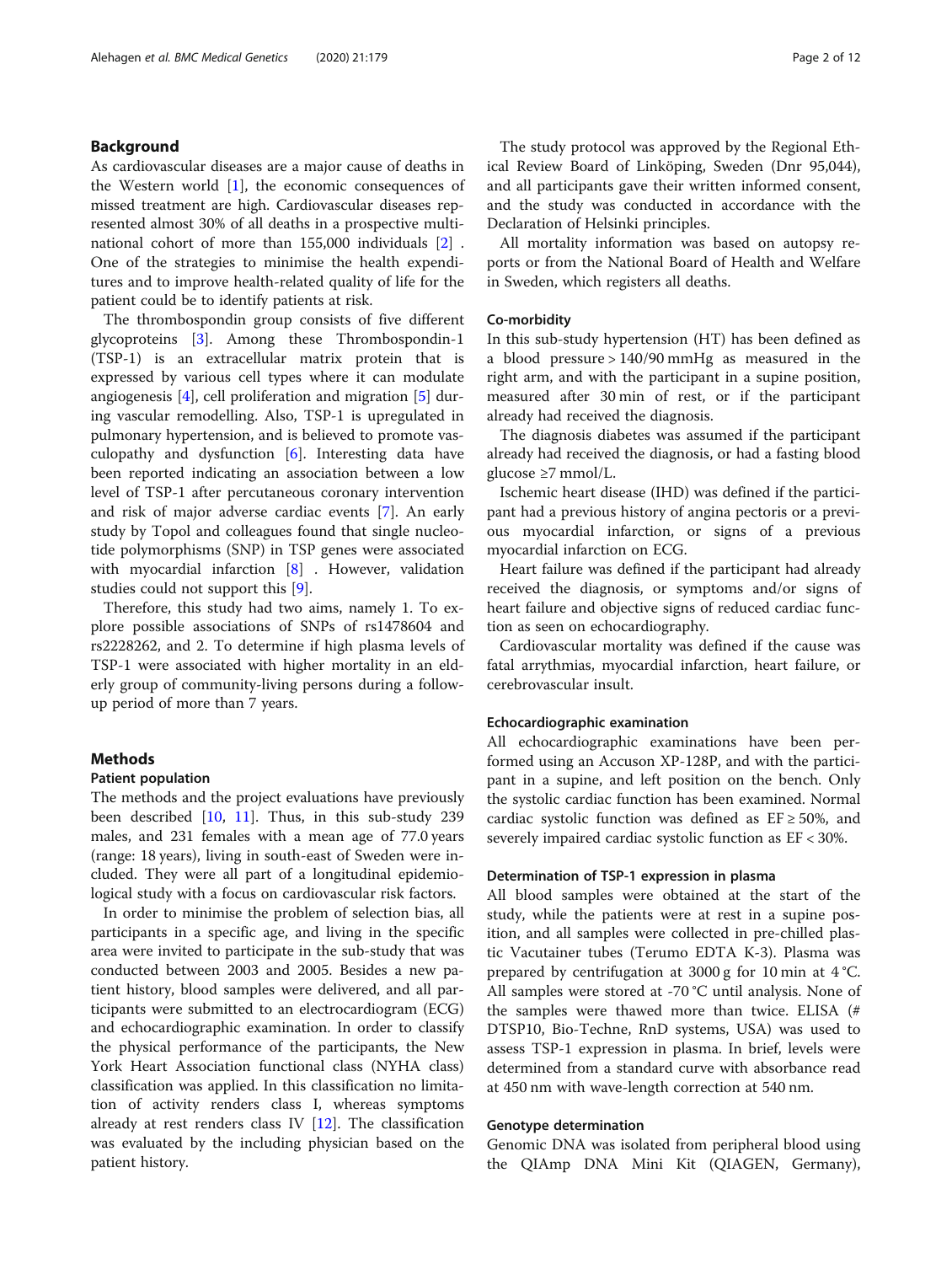## Background

As cardiovascular diseases are a major cause of deaths in the Western world [1], the economic consequences of missed treatment are high. Cardiovascular diseases represented almost 30% of all deaths in a prospective multinational cohort of more than 155,000 individuals [2] . One of the strategies to minimise the health expenditures and to improve health-related quality of life for the patient could be to identify patients at risk.

The thrombospondin group consists of five different glycoproteins [3]. Among these Thrombospondin-1 (TSP-1) is an extracellular matrix protein that is expressed by various cell types where it can modulate angiogenesis [4], cell proliferation and migration [5] during vascular remodelling. Also, TSP-1 is upregulated in pulmonary hypertension, and is believed to promote vasculopathy and dysfunction [6]. Interesting data have been reported indicating an association between a low level of TSP-1 after percutaneous coronary intervention and risk of major adverse cardiac events [7]. An early study by Topol and colleagues found that single nucleotide polymorphisms (SNP) in TSP genes were associated with myocardial infarction [8] . However, validation studies could not support this [9].

Therefore, this study had two aims, namely 1. To explore possible associations of SNPs of rs1478604 and rs2228262, and 2. To determine if high plasma levels of TSP-1 were associated with higher mortality in an elderly group of community-living persons during a follow-up period of more than 7 years.

## Methods

### Patient population

The methods and the project evaluations have previously been described [10, 11]. Thus, in this sub-study 239 males, and 231 females with a mean age of 77.0 years (range: 18 years), living in south-east of Sweden were included. They were all part of a longitudinal epidemiological study with a focus on cardiovascular risk factors.

In order to minimise the problem of selection bias, all participants in a specific age, and living in the specific area were invited to participate in the sub-study that was conducted between 2003 and 2005. Besides a new patient history, blood samples were delivered, and all participants were submitted to an electrocardiogram (ECG) and echocardiographic examination. In order to classify the physical performance of the participants, the New York Heart Association functional class (NYHA class) classification was applied. In this classification no limitation of activity renders class I, whereas symptoms already at rest renders class IV [12]. The classification was evaluated by the including physician based on the patient history.

The study protocol was approved by the Regional Ethical Review Board of Linköping, Sweden (Dnr 95,044), and all participants gave their written informed consent, and the study was conducted in accordance with the Declaration of Helsinki principles.

All mortality information was based on autopsy reports or from the National Board of Health and Welfare in Sweden, which registers all deaths.

### Co-morbidity

In this sub-study hypertension (HT) has been defined as a blood pressure > 140/90 mmHg as measured in the right arm, and with the participant in a supine position, measured after 30 min of rest, or if the participant already had received the diagnosis.

The diagnosis diabetes was assumed if the participant already had received the diagnosis, or had a fasting blood glucose ≥7 mmol/L.

Ischemic heart disease (IHD) was defined if the participant had a previous history of angina pectoris or a previous myocardial infarction, or signs of a previous myocardial infarction on ECG.

Heart failure was defined if the participant had already received the diagnosis, or symptoms and/or signs of heart failure and objective signs of reduced cardiac function as seen on echocardiography.

Cardiovascular mortality was defined if the cause was fatal arrythmias, myocardial infarction, heart failure, or cerebrovascular insult.

### Echocardiographic examination

All echocardiographic examinations have been performed using an Accuson XP-128P, and with the participant in a supine, and left position on the bench. Only the systolic cardiac function has been examined. Normal cardiac systolic function was defined as EF ≥ 50%, and severely impaired cardiac systolic function as EF < 30%.

### Determination of TSP-1 expression in plasma

All blood samples were obtained at the start of the study, while the patients were at rest in a supine position, and all samples were collected in pre-chilled plastic Vacutainer tubes (Terumo EDTA K-3). Plasma was prepared by centrifugation at 3000 g for 10 min at 4 °C. All samples were stored at -70 °C until analysis. None of the samples were thawed more than twice. ELISA (# DTSP10, Bio-Techne, RnD systems, USA) was used to assess TSP-1 expression in plasma. In brief, levels were determined from a standard curve with absorbance read at 450 nm with wave-length correction at 540 nm.

### Genotype determination

Genomic DNA was isolated from peripheral blood using the QIAmp DNA Mini Kit (QIAGEN, Germany),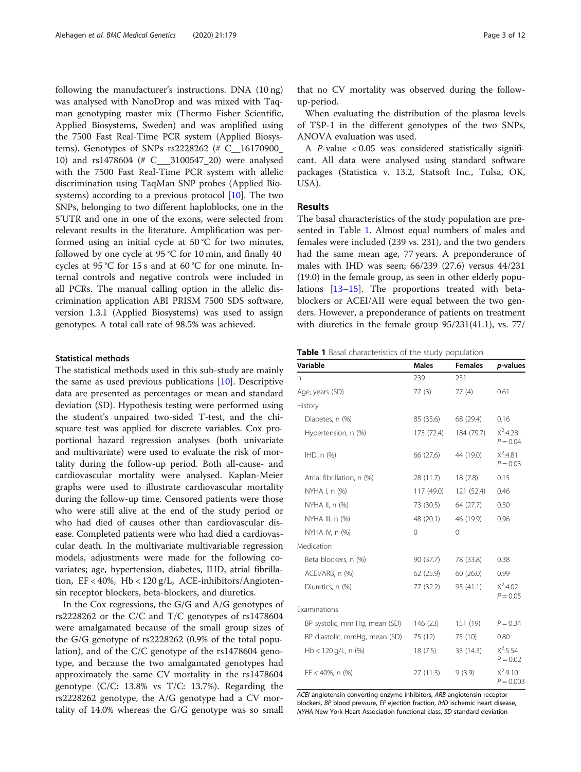following the manufacturer's instructions. DNA (10 ng) was analysed with NanoDrop and was mixed with Taqman genotyping master mix (Thermo Fisher Scientific, Applied Biosystems, Sweden) and was amplified using the 7500 Fast Real-Time PCR system (Applied Biosystems). Genotypes of SNPs rs2228262 (# C__16170900_10) and rs1478604 (# C___3100547_20) were analysed with the 7500 Fast Real-Time PCR system with allelic discrimination using TaqMan SNP probes (Applied Biosystems) according to a previous protocol [10]. The two SNPs, belonging to two different haploblocks, one in the 5'UTR and one in one of the exons, were selected from relevant results in the literature. Amplification was performed using an initial cycle at 50 °C for two minutes, followed by one cycle at 95 °C for 10 min, and finally 40 cycles at 95 °C for 15 s and at 60 °C for one minute. Internal controls and negative controls were included in all PCRs. The manual calling option in the allelic discrimination application ABI PRISM 7500 SDS software, version 1.3.1 (Applied Biosystems) was used to assign genotypes. A total call rate of 98.5% was achieved.

#### Statistical methods

The statistical methods used in this sub-study are mainly the same as used previous publications [10]. Descriptive data are presented as percentages or mean and standard deviation (SD). Hypothesis testing were performed using the student's unpaired two-sided T-test, and the chi-square test was applied for discrete variables. Cox proportional hazard regression analyses (both univariate and multivariate) were used to evaluate the risk of mortality during the follow-up period. Both all-cause- and cardiovascular mortality were analysed. Kaplan-Meier graphs were used to illustrate cardiovascular mortality during the follow-up time. Censored patients were those who were still alive at the end of the study period or who had died of causes other than cardiovascular disease. Completed patients were who had died a cardiovascular death. In the multivariate multivariable regression models, adjustments were made for the following covariates; age, hypertension, diabetes, IHD, atrial fibrillation, EF < 40%, Hb < 120 g/L, ACE-inhibitors/Angiotensin receptor blockers, beta-blockers, and diuretics.

In the Cox regressions, the G/G and A/G genotypes of rs2228262 or the C/C and T/C genotypes of rs1478604 were amalgamated because of the small group sizes of the G/G genotype of rs2228262 (0.9% of the total population), and of the C/C genotype of the rs1478604 genotype, and because the two amalgamated genotypes had approximately the same CV mortality in the rs1478604 genotype (C/C: 13.8% vs T/C: 13.7%). Regarding the rs2228262 genotype, the A/G genotype had a CV mortality of 14.0% whereas the G/G genotype was so small that no CV mortality was observed during the follow-up-period.

When evaluating the distribution of the plasma levels of TSP-1 in the different genotypes of the two SNPs, ANOVA evaluation was used.

A *P*-value < 0.05 was considered statistically significant. All data were analysed using standard software packages (Statistica v. 13.2, Statsoft Inc., Tulsa, OK, USA).

## Results

The basal characteristics of the study population are presented in Table 1. Almost equal numbers of males and females were included (239 vs. 231), and the two genders had the same mean age, 77 years. A preponderance of males with IHD was seen; 66/239 (27.6) versus 44/231 (19.0) in the female group, as seen in other elderly populations [13–15]. The proportions treated with beta-blockers or ACEI/AII were equal between the two genders. However, a preponderance of patients on treatment with diuretics in the female group 95/231(41.1), vs. 77/

**Table 1** Basal characteristics of the study population

| Variable | Males | Females | *p*-values |
|---|---|---|---|
| n | 239 | 231 | |
| Age, years (SD) | 77 (3) | 77 (4) | 0.61 |
| History | | | |
| Diabetes, n (%) | 85 (35.6) | 68 (29.4) | 0.16 |
| Hypertension, n (%) | 173 (72.4) | 184 (79.7) | $X^2$:4.28 $P = 0.04$ |
| IHD, n (%) | 66 (27.6) | 44 (19.0) | $X^2$:4.81 $P = 0.03$ |
| Atrial fibrillation, n (%) | 28 (11.7) | 18 (7.8) | 0.15 |
| NYHA I, n (%) | 117 (49.0) | 121 (52.4) | 0.46 |
| NYHA II, n (%) | 73 (30.5) | 64 (27.7) | 0.50 |
| NYHA III, n (%) | 48 (20.1) | 46 (19.9) | 0.96 |
| NYHA IV, n (%) | 0 | 0 | |
| Medication | | | |
| Beta blockers, n (%) | 90 (37.7) | 78 (33.8) | 0.38 |
| ACEI/ARB, n (%) | 62 (25.9) | 60 (26.0) | 0.99 |
| Diuretics, n (%) | 77 (32.2) | 95 (41.1) | $X^2$:4.02 $P = 0.05$ |
| Examinations | | | |
| BP systolic, mm Hg, mean (SD) | 146 (23) | 151 (19) | $P = 0.34$ |
| BP diastolic, mmHg, mean (SD) | 75 (12) | 75 (10) | 0.80 |
| Hb < 120 g/L, n (%) | 18 (7.5) | 33 (14.3) | $X^2$:5.54 $P = 0.02$ |
| EF < 40%, n (%) | 27 (11.3) | 9 (3.9) | $X^2$:9.10 $P = 0.003$ |

*ACEI* angiotensin converting enzyme inhibitors, *ARB* angiotensin receptor blockers, *BP* blood pressure, *EF* ejection fraction, *IHD* ischemic heart disease, *NYHA* New York Heart Association functional class, *SD* standard deviation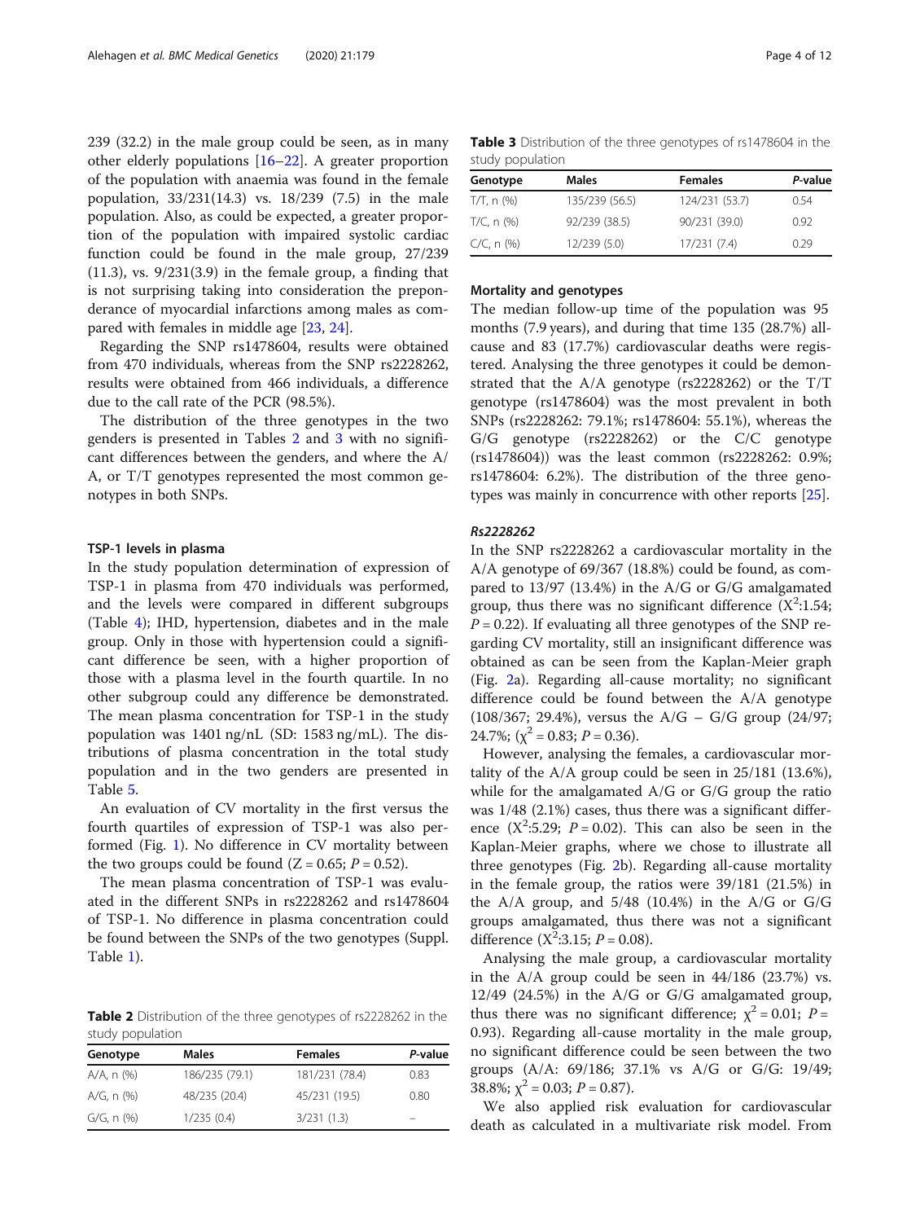239 (32.2) in the male group could be seen, as in many other elderly populations [16–22]. A greater proportion of the population with anaemia was found in the female population, 33/231(14.3) vs. 18/239 (7.5) in the male population. Also, as could be expected, a greater proportion of the population with impaired systolic cardiac function could be found in the male group, 27/239 (11.3), vs. 9/231(3.9) in the female group, a finding that is not surprising taking into consideration the preponderance of myocardial infarctions among males as compared with females in middle age [23, 24].

Regarding the SNP rs1478604, results were obtained from 470 individuals, whereas from the SNP rs2228262, results were obtained from 466 individuals, a difference due to the call rate of the PCR (98.5%).

The distribution of the three genotypes in the two genders is presented in Tables 2 and 3 with no significant differences between the genders, and where the A/A, or T/T genotypes represented the most common genotypes in both SNPs.

#### TSP-1 levels in plasma

In the study population determination of expression of TSP-1 in plasma from 470 individuals was performed, and the levels were compared in different subgroups (Table 4); IHD, hypertension, diabetes and in the male group. Only in those with hypertension could a significant difference be seen, with a higher proportion of those with a plasma level in the fourth quartile. In no other subgroup could any difference be demonstrated. The mean plasma concentration for TSP-1 in the study population was 1401 ng/nL (SD: 1583 ng/mL). The distributions of plasma concentration in the total study population and in the two genders are presented in Table 5.

An evaluation of CV mortality in the first versus the fourth quartiles of expression of TSP-1 was also performed (Fig. 1). No difference in CV mortality between the two groups could be found ($Z = 0.65$; $P = 0.52$).

The mean plasma concentration of TSP-1 was evaluated in the different SNPs in rs2228262 and rs1478604 of TSP-1. No difference in plasma concentration could be found between the SNPs of the two genotypes (Suppl. Table 1).

**Table 2** Distribution of the three genotypes of rs2228262 in the study population

| Genotype | Males | Females | *P*-value |
|---|---|---|---|
| A/A, n (%) | 186/235 (79.1) | 181/231 (78.4) | 0.83 |
| A/G, n (%) | 48/235 (20.4) | 45/231 (19.5) | 0.80 |
| G/G, n (%) | 1/235 (0.4) | 3/231 (1.3) | – |

**Table 3** Distribution of the three genotypes of rs1478604 in the study population

| Genotype | Males | Females | *P*-value |
|---|---|---|---|
| T/T, n (%) | 135/239 (56.5) | 124/231 (53.7) | 0.54 |
| T/C, n (%) | 92/239 (38.5) | 90/231 (39.0) | 0.92 |
| C/C, n (%) | 12/239 (5.0) | 17/231 (7.4) | 0.29 |

#### Mortality and genotypes

The median follow-up time of the population was 95 months (7.9 years), and during that time 135 (28.7%) all-cause and 83 (17.7%) cardiovascular deaths were registered. Analysing the three genotypes it could be demonstrated that the A/A genotype (rs2228262) or the T/T genotype (rs1478604) was the most prevalent in both SNPs (rs2228262: 79.1%; rs1478604: 55.1%), whereas the G/G genotype (rs2228262) or the C/C genotype (rs1478604)) was the least common (rs2228262: 0.9%; rs1478604: 6.2%). The distribution of the three genotypes was mainly in concurrence with other reports [25].

#### *Rs2228262*

In the SNP rs2228262 a cardiovascular mortality in the A/A genotype of 69/367 (18.8%) could be found, as compared to 13/97 (13.4%) in the A/G or G/G amalgamated group, thus there was no significant difference ($X^2$:1.54; $P = 0.22$). If evaluating all three genotypes of the SNP regarding CV mortality, still an insignificant difference was obtained as can be seen from the Kaplan-Meier graph (Fig. 2a). Regarding all-cause mortality; no significant difference could be found between the A/A genotype (108/367; 29.4%), versus the A/G – G/G group (24/97; 24.7%; ($\chi^2 = 0.83$; $P = 0.36$).

However, analysing the females, a cardiovascular mortality of the A/A group could be seen in 25/181 (13.6%), while for the amalgamated A/G or G/G group the ratio was 1/48 (2.1%) cases, thus there was a significant difference ($X^2$:5.29; $P = 0.02$). This can also be seen in the Kaplan-Meier graphs, where we chose to illustrate all three genotypes (Fig. 2b). Regarding all-cause mortality in the female group, the ratios were 39/181 (21.5%) in the A/A group, and 5/48 (10.4%) in the A/G or G/G groups amalgamated, thus there was not a significant difference ($X^2$:3.15; $P = 0.08$).

Analysing the male group, a cardiovascular mortality in the A/A group could be seen in 44/186 (23.7%) vs. 12/49 (24.5%) in the A/G or G/G amalgamated group, thus there was no significant difference; $\chi^2 = 0.01$; $P = 0.93$). Regarding all-cause mortality in the male group, no significant difference could be seen between the two groups (A/A: 69/186; 37.1% vs A/G or G/G: 19/49; 38.8%; $\chi^2 = 0.03$; $P = 0.87$).

We also applied risk evaluation for cardiovascular death as calculated in a multivariate risk model. From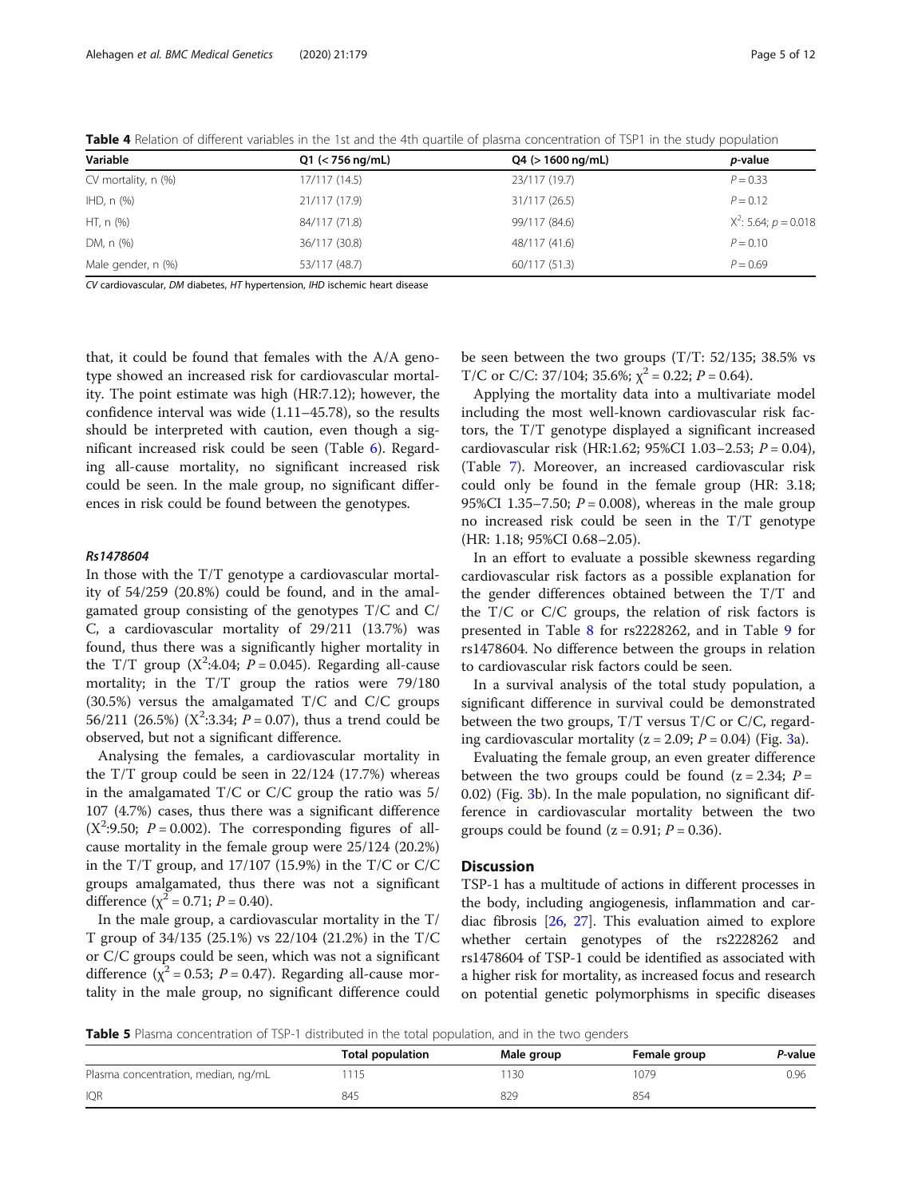**Table 4** Relation of different variables in the 1st and the 4th quartile of plasma concentration of TSP1 in the study population

| Variable | Q1 (< 756 ng/mL) | Q4 (> 1600 ng/mL) | *p*-value |
|---|---|---|---|
| CV mortality, n (%) | 17/117 (14.5) | 23/117 (19.7) | $P = 0.33$ |
| IHD, n (%) | 21/117 (17.9) | 31/117 (26.5) | $P = 0.12$ |
| HT, n (%) | 84/117 (71.8) | 99/117 (84.6) | $X^2$: 5.64; $p = 0.018$ |
| DM, n (%) | 36/117 (30.8) | 48/117 (41.6) | $P = 0.10$ |
| Male gender, n (%) | 53/117 (48.7) | 60/117 (51.3) | $P = 0.69$ |

*CV* cardiovascular, *DM* diabetes, *HT* hypertension, *IHD* ischemic heart disease

that, it could be found that females with the A/A genotype showed an increased risk for cardiovascular mortality. The point estimate was high (HR:7.12); however, the confidence interval was wide (1.11–45.78), so the results should be interpreted with caution, even though a significant increased risk could be seen (Table 6). Regarding all-cause mortality, no significant increased risk could be seen. In the male group, no significant differences in risk could be found between the genotypes.

#### *Rs1478604*

In those with the T/T genotype a cardiovascular mortality of 54/259 (20.8%) could be found, and in the amalgamated group consisting of the genotypes T/C and C/C, a cardiovascular mortality of 29/211 (13.7%) was found, thus there was a significantly higher mortality in the T/T group ($X^2$:4.04; $P = 0.045$). Regarding all-cause mortality; in the T/T group the ratios were 79/180 (30.5%) versus the amalgamated T/C and C/C groups 56/211 (26.5%) ($X^2$:3.34; $P = 0.07$), thus a trend could be observed, but not a significant difference.

Analysing the females, a cardiovascular mortality in the T/T group could be seen in 22/124 (17.7%) whereas in the amalgamated T/C or C/C group the ratio was 5/107 (4.7%) cases, thus there was a significant difference ($X^2$:9.50; $P = 0.002$). The corresponding figures of all-cause mortality in the female group were 25/124 (20.2%) in the T/T group, and 17/107 (15.9%) in the T/C or C/C groups amalgamated, thus there was not a significant difference ($\chi^2 = 0.71$; $P = 0.40$).

In the male group, a cardiovascular mortality in the T/T group of 34/135 (25.1%) vs 22/104 (21.2%) in the T/C or C/C groups could be seen, which was not a significant difference ($\chi^2 = 0.53$; $P = 0.47$). Regarding all-cause mortality in the male group, no significant difference could be seen between the two groups (T/T: 52/135; 38.5% vs T/C or C/C: 37/104; 35.6%; $\chi^2 = 0.22$; $P = 0.64$).

Applying the mortality data into a multivariate model including the most well-known cardiovascular risk factors, the T/T genotype displayed a significant increased cardiovascular risk (HR:1.62; 95%CI 1.03–2.53; $P = 0.04$), (Table 7). Moreover, an increased cardiovascular risk could only be found in the female group (HR: 3.18; 95%CI 1.35–7.50; $P = 0.008$), whereas in the male group no increased risk could be seen in the T/T genotype (HR: 1.18; 95%CI 0.68–2.05).

In an effort to evaluate a possible skewness regarding cardiovascular risk factors as a possible explanation for the gender differences obtained between the T/T and the T/C or C/C groups, the relation of risk factors is presented in Table 8 for rs2228262, and in Table 9 for rs1478604. No difference between the groups in relation to cardiovascular risk factors could be seen.

In a survival analysis of the total study population, a significant difference in survival could be demonstrated between the two groups, T/T versus T/C or C/C, regarding cardiovascular mortality ($z = 2.09$; $P = 0.04$) (Fig. 3a).

Evaluating the female group, an even greater difference between the two groups could be found ($z = 2.34$; $P = 0.02$) (Fig. 3b). In the male population, no significant difference in cardiovascular mortality between the two groups could be found ($z = 0.91$; $P = 0.36$).

## Discussion

TSP-1 has a multitude of actions in different processes in the body, including angiogenesis, inflammation and cardiac fibrosis [26, 27]. This evaluation aimed to explore whether certain genotypes of the rs2228262 and rs1478604 of TSP-1 could be identified as associated with a higher risk for mortality, as increased focus and research on potential genetic polymorphisms in specific diseases

**Table 5** Plasma concentration of TSP-1 distributed in the total population, and in the two genders

| | Total population | Male group | Female group | *P*-value |
|---|---|---|---|---|
| Plasma concentration, median, ng/mL | 1115 | 1130 | 1079 | 0.96 |
| IQR | 845 | 829 | 854 | |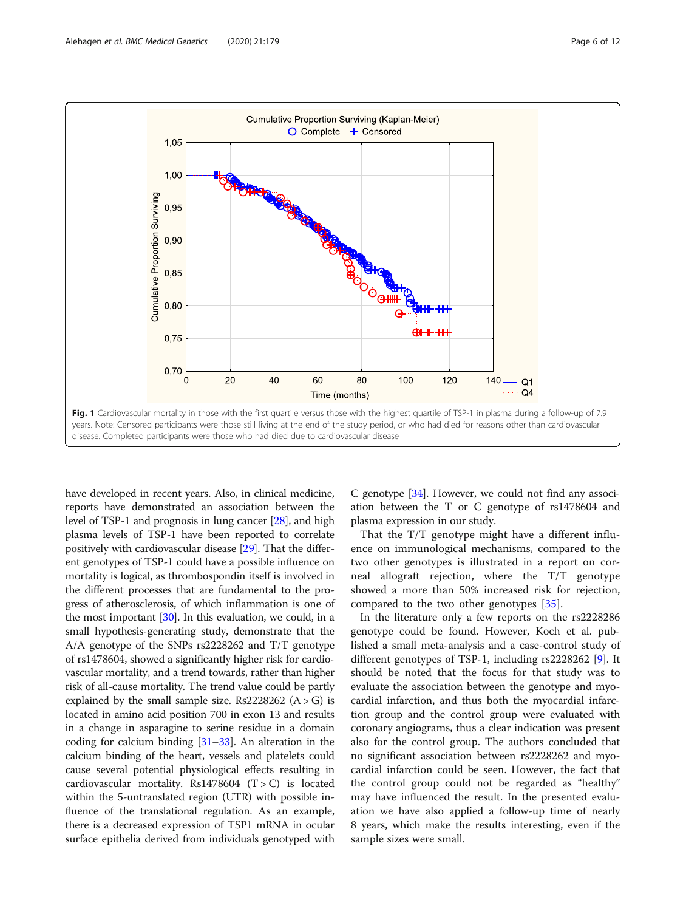**Fig. 1** Cardiovascular mortality in those with the first quartile versus those with the highest quartile of TSP-1 in plasma during a follow-up of 7.9 years. Note: Censored participants were those still living at the end of the study period, or who had died for reasons other than cardiovascular disease. Completed participants were those who had died due to cardiovascular disease

have developed in recent years. Also, in clinical medicine, reports have demonstrated an association between the level of TSP-1 and prognosis in lung cancer [28], and high plasma levels of TSP-1 have been reported to correlate positively with cardiovascular disease [29]. That the different genotypes of TSP-1 could have a possible influence on mortality is logical, as thrombospondin itself is involved in the different processes that are fundamental to the progress of atherosclerosis, of which inflammation is one of the most important [30]. In this evaluation, we could, in a small hypothesis-generating study, demonstrate that the A/A genotype of the SNPs rs2228262 and T/T genotype of rs1478604, showed a significantly higher risk for cardiovascular mortality, and a trend towards, rather than higher risk of all-cause mortality. The trend value could be partly explained by the small sample size. Rs2228262 (A > G) is located in amino acid position 700 in exon 13 and results in a change in asparagine to serine residue in a domain coding for calcium binding [31–33]. An alteration in the calcium binding of the heart, vessels and platelets could cause several potential physiological effects resulting in cardiovascular mortality. Rs1478604 (T > C) is located within the 5-untranslated region (UTR) with possible influence of the translational regulation. As an example, there is a decreased expression of TSP1 mRNA in ocular surface epithelia derived from individuals genotyped with C genotype [34]. However, we could not find any association between the T or C genotype of rs1478604 and plasma expression in our study.

That the T/T genotype might have a different influence on immunological mechanisms, compared to the two other genotypes is illustrated in a report on corneal allograft rejection, where the T/T genotype showed a more than 50% increased risk for rejection, compared to the two other genotypes [35].

In the literature only a few reports on the rs2228286 genotype could be found. However, Koch et al. published a small meta-analysis and a case-control study of different genotypes of TSP-1, including rs2228262 [9]. It should be noted that the focus for that study was to evaluate the association between the genotype and myocardial infarction, and thus both the myocardial infarction group and the control group were evaluated with coronary angiograms, thus a clear indication was present also for the control group. The authors concluded that no significant association between rs2228262 and myocardial infarction could be seen. However, the fact that the control group could not be regarded as "healthy" may have influenced the result. In the presented evaluation we have also applied a follow-up time of nearly 8 years, which make the results interesting, even if the sample sizes were small.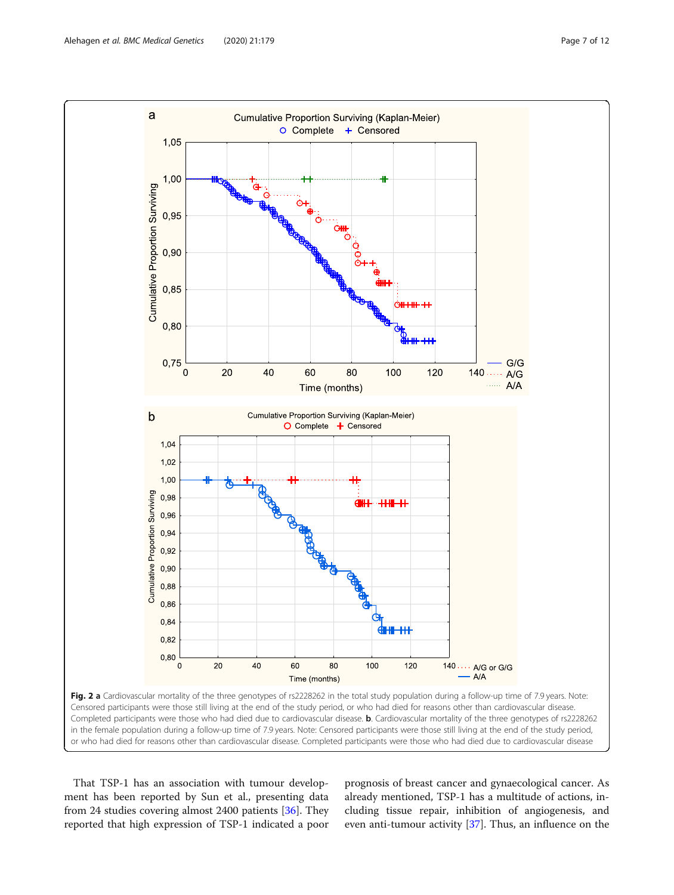**Fig. 2 a** Cardiovascular mortality of the three genotypes of rs2228262 in the total study population during a follow-up time of 7.9 years. Note: Censored participants were those still living at the end of the study period, or who had died for reasons other than cardiovascular disease. Completed participants were those who had died due to cardiovascular disease. **b**. Cardiovascular mortality of the three genotypes of rs2228262 in the female population during a follow-up time of 7.9 years. Note: Censored participants were those still living at the end of the study period, or who had died for reasons other than cardiovascular disease. Completed participants were those who had died due to cardiovascular disease

That TSP-1 has an association with tumour development has been reported by Sun et al., presenting data from 24 studies covering almost 2400 patients [36]. They reported that high expression of TSP-1 indicated a poor prognosis of breast cancer and gynaecological cancer. As already mentioned, TSP-1 has a multitude of actions, including tissue repair, inhibition of angiogenesis, and even anti-tumour activity [37]. Thus, an influence on the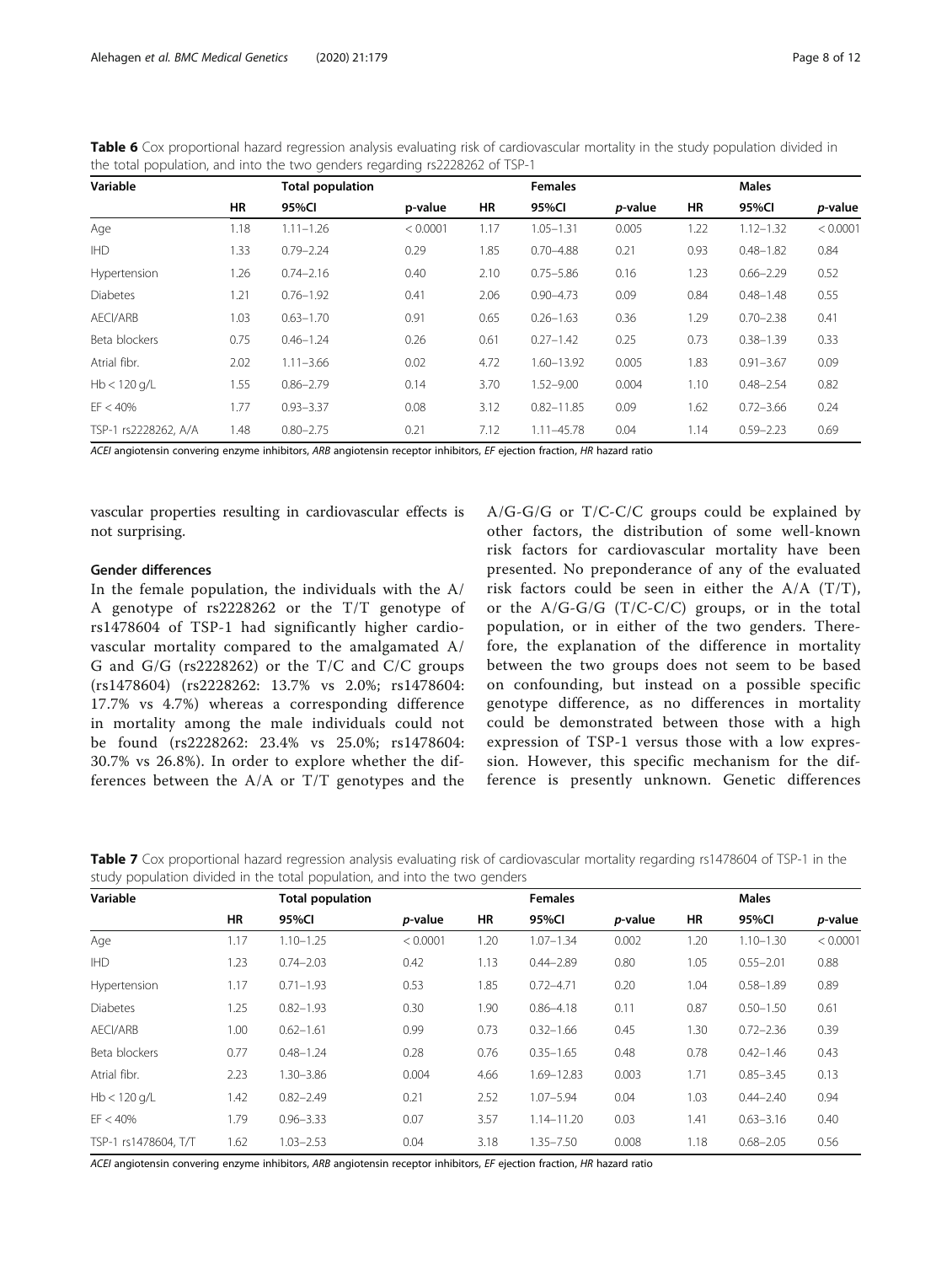**Table 6** Cox proportional hazard regression analysis evaluating risk of cardiovascular mortality in the study population divided in the total population, and into the two genders regarding rs2228262 of TSP-1

| Variable | Total population | | | Females | | | Males | | |
|---|---|---|---|---|---|---|---|---|---|
| | HR | 95%CI | p-value | HR | 95%CI | *p*-value | HR | 95%CI | *p*-value |
| Age | 1.18 | 1.11–1.26 | < 0.0001 | 1.17 | 1.05–1.31 | 0.005 | 1.22 | 1.12–1.32 | < 0.0001 |
| IHD | 1.33 | 0.79–2.24 | 0.29 | 1.85 | 0.70–4.88 | 0.21 | 0.93 | 0.48–1.82 | 0.84 |
| Hypertension | 1.26 | 0.74–2.16 | 0.40 | 2.10 | 0.75–5.86 | 0.16 | 1.23 | 0.66–2.29 | 0.52 |
| Diabetes | 1.21 | 0.76–1.92 | 0.41 | 2.06 | 0.90–4.73 | 0.09 | 0.84 | 0.48–1.48 | 0.55 |
| AECI/ARB | 1.03 | 0.63–1.70 | 0.91 | 0.65 | 0.26–1.63 | 0.36 | 1.29 | 0.70–2.38 | 0.41 |
| Beta blockers | 0.75 | 0.46–1.24 | 0.26 | 0.61 | 0.27–1.42 | 0.25 | 0.73 | 0.38–1.39 | 0.33 |
| Atrial fibr. | 2.02 | 1.11–3.66 | 0.02 | 4.72 | 1.60–13.92 | 0.005 | 1.83 | 0.91–3.67 | 0.09 |
| Hb < 120 g/L | 1.55 | 0.86–2.79 | 0.14 | 3.70 | 1.52–9.00 | 0.004 | 1.10 | 0.48–2.54 | 0.82 |
| EF < 40% | 1.77 | 0.93–3.37 | 0.08 | 3.12 | 0.82–11.85 | 0.09 | 1.62 | 0.72–3.66 | 0.24 |
| TSP-1 rs2228262, A/A | 1.48 | 0.80–2.75 | 0.21 | 7.12 | 1.11–45.78 | 0.04 | 1.14 | 0.59–2.23 | 0.69 |

*ACEI* angiotensin converting enzyme inhibitors, *ARB* angiotensin receptor inhibitors, *EF* ejection fraction, *HR* hazard ratio

vascular properties resulting in cardiovascular effects is not surprising.

#### Gender differences

In the female population, the individuals with the A/A genotype of rs2228262 or the T/T genotype of rs1478604 of TSP-1 had significantly higher cardiovascular mortality compared to the amalgamated A/G and G/G (rs2228262) or the T/C and C/C groups (rs1478604) (rs2228262: 13.7% vs 2.0%; rs1478604: 17.7% vs 4.7%) whereas a corresponding difference in mortality among the male individuals could not be found (rs2228262: 23.4% vs 25.0%; rs1478604: 30.7% vs 26.8%). In order to explore whether the differences between the A/A or T/T genotypes and the A/G-G/G or T/C-C/C groups could be explained by other factors, the distribution of some well-known risk factors for cardiovascular mortality have been presented. No preponderance of any of the evaluated risk factors could be seen in either the A/A (T/T), or the A/G-G/G (T/C-C/C) groups, or in the total population, or in either of the two genders. Therefore, the explanation of the difference in mortality between the two groups does not seem to be based on confounding, but instead on a possible specific genotype difference, as no differences in mortality could be demonstrated between those with a high expression of TSP-1 versus those with a low expression. However, this specific mechanism for the difference is presently unknown. Genetic differences

**Table 7** Cox proportional hazard regression analysis evaluating risk of cardiovascular mortality regarding rs1478604 of TSP-1 in the study population divided in the total population, and into the two genders

| Variable | Total population | | | Females | | | Males | | |
|---|---|---|---|---|---|---|---|---|---|
| | HR | 95%CI | *p*-value | HR | 95%CI | *p*-value | HR | 95%CI | *p*-value |
| Age | 1.17 | 1.10–1.25 | < 0.0001 | 1.20 | 1.07–1.34 | 0.002 | 1.20 | 1.10–1.30 | < 0.0001 |
| IHD | 1.23 | 0.74–2.03 | 0.42 | 1.13 | 0.44–2.89 | 0.80 | 1.05 | 0.55–2.01 | 0.88 |
| Hypertension | 1.17 | 0.71–1.93 | 0.53 | 1.85 | 0.72–4.71 | 0.20 | 1.04 | 0.58–1.89 | 0.89 |
| Diabetes | 1.25 | 0.82–1.93 | 0.30 | 1.90 | 0.86–4.18 | 0.11 | 0.87 | 0.50–1.50 | 0.61 |
| AECI/ARB | 1.00 | 0.62–1.61 | 0.99 | 0.73 | 0.32–1.66 | 0.45 | 1.30 | 0.72–2.36 | 0.39 |
| Beta blockers | 0.77 | 0.48–1.24 | 0.28 | 0.76 | 0.35–1.65 | 0.48 | 0.78 | 0.42–1.46 | 0.43 |
| Atrial fibr. | 2.23 | 1.30–3.86 | 0.004 | 4.66 | 1.69–12.83 | 0.003 | 1.71 | 0.85–3.45 | 0.13 |
| Hb < 120 g/L | 1.42 | 0.82–2.49 | 0.21 | 2.52 | 1.07–5.94 | 0.04 | 1.03 | 0.44–2.40 | 0.94 |
| EF < 40% | 1.79 | 0.96–3.33 | 0.07 | 3.57 | 1.14–11.20 | 0.03 | 1.41 | 0.63–3.16 | 0.40 |
| TSP-1 rs1478604, T/T | 1.62 | 1.03–2.53 | 0.04 | 3.18 | 1.35–7.50 | 0.008 | 1.18 | 0.68–2.05 | 0.56 |

*ACEI* angiotensin converting enzyme inhibitors, *ARB* angiotensin receptor inhibitors, *EF* ejection fraction, *HR* hazard ratio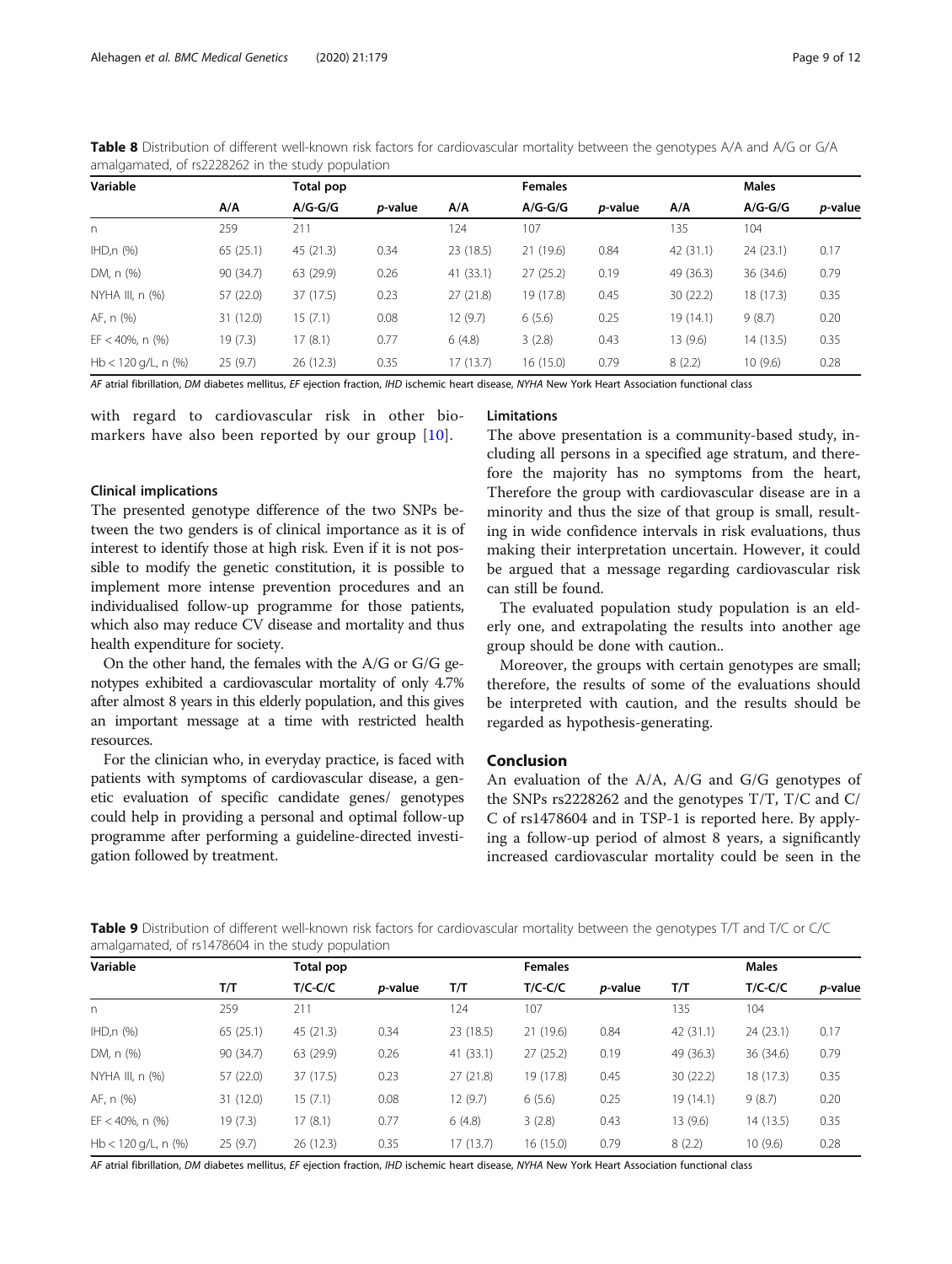**Table 8** Distribution of different well-known risk factors for cardiovascular mortality between the genotypes A/A and A/G or G/A amalgamated, of rs2228262 in the study population

| Variable | Total pop | | | Females | | | Males | | |
|---|---|---|---|---|---|---|---|---|---|
| | A/A | A/G-G/G | *p*-value | A/A | A/G-G/G | *p*-value | A/A | A/G-G/G | *p*-value |
| n | 259 | 211 | | 124 | 107 | | 135 | 104 | |
| IHD,n (%) | 65 (25.1) | 45 (21.3) | 0.34 | 23 (18.5) | 21 (19.6) | 0.84 | 42 (31.1) | 24 (23.1) | 0.17 |
| DM, n (%) | 90 (34.7) | 63 (29.9) | 0.26 | 41 (33.1) | 27 (25.2) | 0.19 | 49 (36.3) | 36 (34.6) | 0.79 |
| NYHA III, n (%) | 57 (22.0) | 37 (17.5) | 0.23 | 27 (21.8) | 19 (17.8) | 0.45 | 30 (22.2) | 18 (17.3) | 0.35 |
| AF, n (%) | 31 (12.0) | 15 (7.1) | 0.08 | 12 (9.7) | 6 (5.6) | 0.25 | 19 (14.1) | 9 (8.7) | 0.20 |
| EF < 40%, n (%) | 19 (7.3) | 17 (8.1) | 0.77 | 6 (4.8) | 3 (2.8) | 0.43 | 13 (9.6) | 14 (13.5) | 0.35 |
| Hb < 120 g/L, n (%) | 25 (9.7) | 26 (12.3) | 0.35 | 17 (13.7) | 16 (15.0) | 0.79 | 8 (2.2) | 10 (9.6) | 0.28 |

*AF* atrial fibrillation, *DM* diabetes mellitus, *EF* ejection fraction, *IHD* ischemic heart disease, *NYHA* New York Heart Association functional class

with regard to cardiovascular risk in other biomarkers have also been reported by our group [10].

### Clinical implications

The presented genotype difference of the two SNPs between the two genders is of clinical importance as it is of interest to identify those at high risk. Even if it is not possible to modify the genetic constitution, it is possible to implement more intense prevention procedures and an individualised follow-up programme for those patients, which also may reduce CV disease and mortality and thus health expenditure for society.

On the other hand, the females with the A/G or G/G genotypes exhibited a cardiovascular mortality of only 4.7% after almost 8 years in this elderly population, and this gives an important message at a time with restricted health resources.

For the clinician who, in everyday practice, is faced with patients with symptoms of cardiovascular disease, a genetic evaluation of specific candidate genes/ genotypes could help in providing a personal and optimal follow-up programme after performing a guideline-directed investigation followed by treatment.

### Limitations

The above presentation is a community-based study, including all persons in a specified age stratum, and therefore the majority has no symptoms from the heart, Therefore the group with cardiovascular disease are in a minority and thus the size of that group is small, resulting in wide confidence intervals in risk evaluations, thus making their interpretation uncertain. However, it could be argued that a message regarding cardiovascular risk can still be found.

The evaluated population study population is an elderly one, and extrapolating the results into another age group should be done with caution..

Moreover, the groups with certain genotypes are small; therefore, the results of some of the evaluations should be interpreted with caution, and the results should be regarded as hypothesis-generating.

## Conclusion

An evaluation of the A/A, A/G and G/G genotypes of the SNPs rs2228262 and the genotypes T/T, T/C and C/C of rs1478604 and in TSP-1 is reported here. By applying a follow-up period of almost 8 years, a significantly increased cardiovascular mortality could be seen in the

**Table 9** Distribution of different well-known risk factors for cardiovascular mortality between the genotypes T/T and T/C or C/C amalgamated, of rs1478604 in the study population

| Variable | Total pop | | | Females | | | Males | | |
|---|---|---|---|---|---|---|---|---|---|
| | T/T | T/C-C/C | *p*-value | T/T | T/C-C/C | *p*-value | T/T | T/C-C/C | *p*-value |
| n | 259 | 211 | | 124 | 107 | | 135 | 104 | |
| IHD,n (%) | 65 (25.1) | 45 (21.3) | 0.34 | 23 (18.5) | 21 (19.6) | 0.84 | 42 (31.1) | 24 (23.1) | 0.17 |
| DM, n (%) | 90 (34.7) | 63 (29.9) | 0.26 | 41 (33.1) | 27 (25.2) | 0.19 | 49 (36.3) | 36 (34.6) | 0.79 |
| NYHA III, n (%) | 57 (22.0) | 37 (17.5) | 0.23 | 27 (21.8) | 19 (17.8) | 0.45 | 30 (22.2) | 18 (17.3) | 0.35 |
| AF, n (%) | 31 (12.0) | 15 (7.1) | 0.08 | 12 (9.7) | 6 (5.6) | 0.25 | 19 (14.1) | 9 (8.7) | 0.20 |
| EF < 40%, n (%) | 19 (7.3) | 17 (8.1) | 0.77 | 6 (4.8) | 3 (2.8) | 0.43 | 13 (9.6) | 14 (13.5) | 0.35 |
| Hb < 120 g/L, n (%) | 25 (9.7) | 26 (12.3) | 0.35 | 17 (13.7) | 16 (15.0) | 0.79 | 8 (2.2) | 10 (9.6) | 0.28 |

*AF* atrial fibrillation, *DM* diabetes mellitus, *EF* ejection fraction, *IHD* ischemic heart disease, *NYHA* New York Heart Association functional class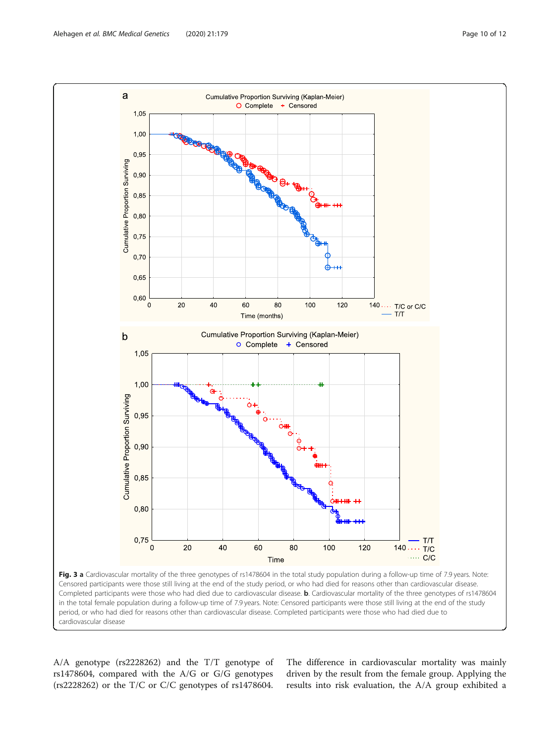**Fig. 3 a** Cardiovascular mortality of the three genotypes of rs1478604 in the total study population during a follow-up time of 7.9 years. Note: Censored participants were those still living at the end of the study period, or who had died for reasons other than cardiovascular disease. Completed participants were those who had died due to cardiovascular disease. **b**. Cardiovascular mortality of the three genotypes of rs1478604 in the total female population during a follow-up time of 7.9 years. Note: Censored participants were those still living at the end of the study period, or who had died for reasons other than cardiovascular disease. Completed participants were those who had died due to cardiovascular disease

A/A genotype (rs2228262) and the T/T genotype of rs1478604, compared with the A/G or G/G genotypes (rs2228262) or the T/C or C/C genotypes of rs1478604. The difference in cardiovascular mortality was mainly driven by the result from the female group. Applying the results into risk evaluation, the A/A group exhibited a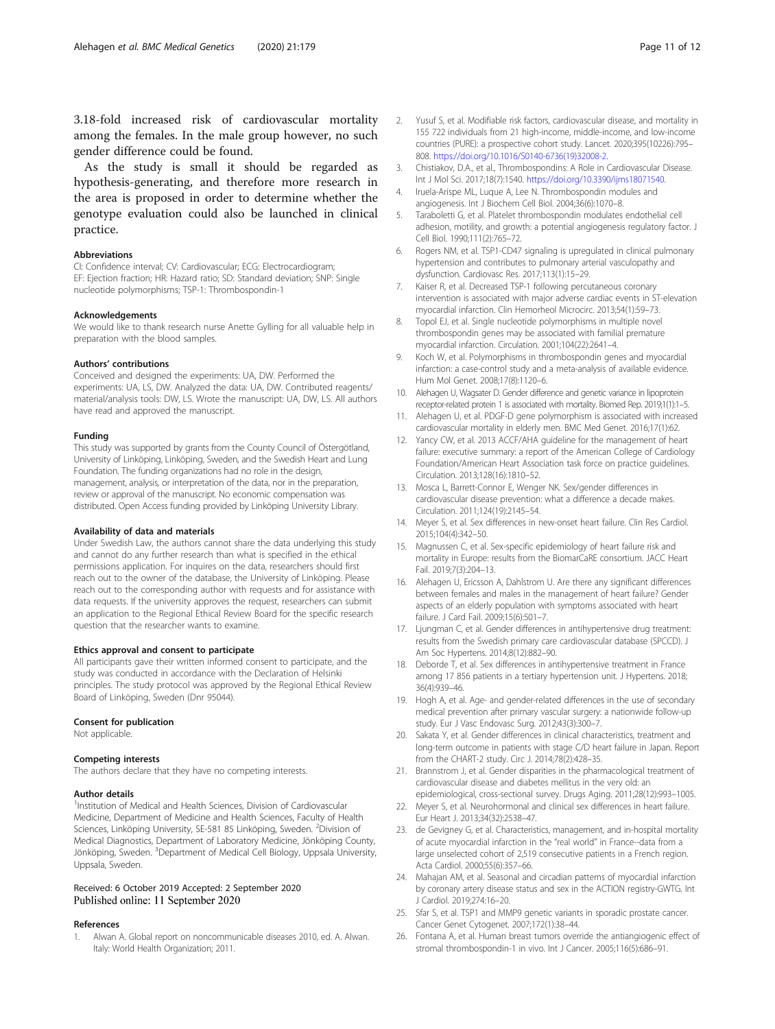3.18-fold increased risk of cardiovascular mortality among the females. In the male group however, no such gender difference could be found.

As the study is small it should be regarded as hypothesis-generating, and therefore more research in the area is proposed in order to determine whether the genotype evaluation could also be launched in clinical practice.

#### Abbreviations

CI: Confidence interval; CV: Cardiovascular; ECG: Electrocardiogram; EF: Ejection fraction; HR: Hazard ratio; SD: Standard deviation; SNP: Single nucleotide polymorphisms; TSP-1: Thrombospondin-1

#### Acknowledgements

We would like to thank research nurse Anette Gylling for all valuable help in preparation with the blood samples.

#### Authors' contributions

Conceived and designed the experiments: UA, DW. Performed the experiments: UA, LS, DW. Analyzed the data: UA, DW. Contributed reagents/ material/analysis tools: DW, LS. Wrote the manuscript: UA, DW, LS. All authors have read and approved the manuscript.

#### Funding

This study was supported by grants from the County Council of Östergötland, University of Linköping, Linköping, Sweden, and the Swedish Heart and Lung Foundation. The funding organizations had no role in the design, management, analysis, or interpretation of the data, nor in the preparation, review or approval of the manuscript. No economic compensation was distributed. Open Access funding provided by Linköping University Library.

#### Availability of data and materials

Under Swedish Law, the authors cannot share the data underlying this study and cannot do any further research than what is specified in the ethical permissions application. For inquires on the data, researchers should first reach out to the owner of the database, the University of Linköping. Please reach out to the corresponding author with requests and for assistance with data requests. If the university approves the request, researchers can submit an application to the Regional Ethical Review Board for the specific research question that the researcher wants to examine.

#### Ethics approval and consent to participate

All participants gave their written informed consent to participate, and the study was conducted in accordance with the Declaration of Helsinki principles. The study protocol was approved by the Regional Ethical Review Board of Linköping, Sweden (Dnr 95044).

#### Consent for publication

Not applicable.

#### Competing interests

The authors declare that they have no competing interests.

#### Author details

[1]Institution of Medical and Health Sciences, Division of Cardiovascular Medicine, Department of Medicine and Health Sciences, Faculty of Health Sciences, Linköping University, SE-581 85 Linköping, Sweden. [2]Division of Medical Diagnostics, Department of Laboratory Medicine, Jönköping County, Jönköping, Sweden. [3]Department of Medical Cell Biology, Uppsala University, Uppsala, Sweden.

Received: 6 October 2019 Accepted: 2 September 2020
Published online: 11 September 2020

#### References

1. Alwan A. Global report on noncommunicable diseases 2010, ed. A. Alwan. Italy: World Health Organization; 2011.
2. Yusuf S, et al. Modifiable risk factors, cardiovascular disease, and mortality in 155 722 individuals from 21 high-income, middle-income, and low-income countries (PURE): a prospective cohort study. Lancet. 2020;395(10226):795–808. https://doi.org/10.1016/S0140-6736(19)32008-2.
3. Chistiakov, D.A., et al., Thrombospondins: A Role in Cardiovascular Disease. Int J Mol Sci. 2017;18(7):1540. https://doi.org/10.3390/ijms18071540.
4. Iruela-Arispe ML, Luque A, Lee N. Thrombospondin modules and angiogenesis. Int J Biochem Cell Biol. 2004;36(6):1070–8.
5. Taraboletti G, et al. Platelet thrombospondin modulates endothelial cell adhesion, motility, and growth: a potential angiogenesis regulatory factor. J Cell Biol. 1990;111(2):765–72.
6. Rogers NM, et al. TSP1-CD47 signaling is upregulated in clinical pulmonary hypertension and contributes to pulmonary arterial vasculopathy and dysfunction. Cardiovasc Res. 2017;113(1):15–29.
7. Kaiser R, et al. Decreased TSP-1 following percutaneous coronary intervention is associated with major adverse cardiac events in ST-elevation myocardial infarction. Clin Hemorheol Microcirc. 2013;54(1):59–73.
8. Topol EJ, et al. Single nucleotide polymorphisms in multiple novel thrombospondin genes may be associated with familial premature myocardial infarction. Circulation. 2001;104(22):2641–4.
9. Koch W, et al. Polymorphisms in thrombospondin genes and myocardial infarction: a case-control study and a meta-analysis of available evidence. Hum Mol Genet. 2008;17(8):1120–6.
10. Alehagen U, Wagsater D. Gender difference and genetic variance in lipoprotein receptor-related protein 1 is associated with mortality. Biomed Rep. 2019;1(1):1–5.
11. Alehagen U, et al. PDGF-D gene polymorphism is associated with increased cardiovascular mortality in elderly men. BMC Med Genet. 2016;17(1):62.
12. Yancy CW, et al. 2013 ACCF/AHA guideline for the management of heart failure: executive summary: a report of the American College of Cardiology Foundation/American Heart Association task force on practice guidelines. Circulation. 2013;128(16):1810–52.
13. Mosca L, Barrett-Connor E, Wenger NK. Sex/gender differences in cardiovascular disease prevention: what a difference a decade makes. Circulation. 2011;124(19):2145–54.
14. Meyer S, et al. Sex differences in new-onset heart failure. Clin Res Cardiol. 2015;104(4):342–50.
15. Magnussen C, et al. Sex-specific epidemiology of heart failure risk and mortality in Europe: results from the BiomarCaRE consortium. JACC Heart Fail. 2019;7(3):204–13.
16. Alehagen U, Ericsson A, Dahlstrom U. Are there any significant differences between females and males in the management of heart failure? Gender aspects of an elderly population with symptoms associated with heart failure. J Card Fail. 2009;15(6):501–7.
17. Ljungman C, et al. Gender differences in antihypertensive drug treatment: results from the Swedish primary care cardiovascular database (SPCCD). J Am Soc Hypertens. 2014;8(12):882–90.
18. Deborde T, et al. Sex differences in antihypertensive treatment in France among 17 856 patients in a tertiary hypertension unit. J Hypertens. 2018; 36(4):939–46.
19. Hogh A, et al. Age- and gender-related differences in the use of secondary medical prevention after primary vascular surgery: a nationwide follow-up study. Eur J Vasc Endovasc Surg. 2012;43(3):300–7.
20. Sakata Y, et al. Gender differences in clinical characteristics, treatment and long-term outcome in patients with stage C/D heart failure in Japan. Report from the CHART-2 study. Circ J. 2014;78(2):428–35.
21. Brannstrom J, et al. Gender disparities in the pharmacological treatment of cardiovascular disease and diabetes mellitus in the very old: an epidemiological, cross-sectional survey. Drugs Aging. 2011;28(12):993–1005.
22. Meyer S, et al. Neurohormonal and clinical sex differences in heart failure. Eur Heart J. 2013;34(32):2538–47.
23. de Gevigney G, et al. Characteristics, management, and in-hospital mortality of acute myocardial infarction in the "real world" in France--data from a large unselected cohort of 2,519 consecutive patients in a French region. Acta Cardiol. 2000;55(6):357–66.
24. Mahajan AM, et al. Seasonal and circadian patterns of myocardial infarction by coronary artery disease status and sex in the ACTION registry-GWTG. Int J Cardiol. 2019;274:16–20.
25. Sfar S, et al. TSP1 and MMP9 genetic variants in sporadic prostate cancer. Cancer Genet Cytogenet. 2007;172(1):38–44.
26. Fontana A, et al. Human breast tumors override the antiangiogenic effect of stromal thrombospondin-1 in vivo. Int J Cancer. 2005;116(5):686–91.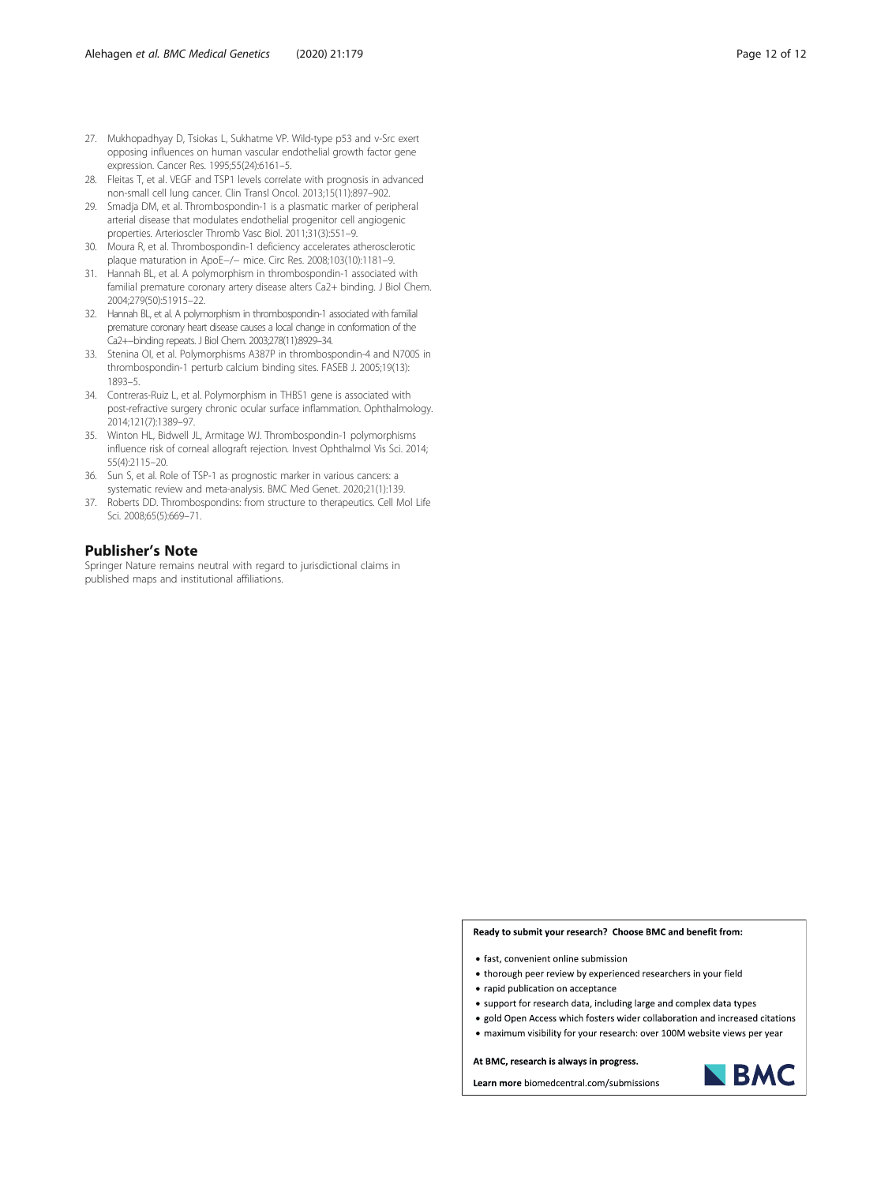27. Mukhopadhyay D, Tsiokas L, Sukhatme VP. Wild-type p53 and v-Src exert opposing influences on human vascular endothelial growth factor gene expression. Cancer Res. 1995;55(24):6161–5.
28. Fleitas T, et al. VEGF and TSP1 levels correlate with prognosis in advanced non-small cell lung cancer. Clin Transl Oncol. 2013;15(11):897–902.
29. Smadja DM, et al. Thrombospondin-1 is a plasmatic marker of peripheral arterial disease that modulates endothelial progenitor cell angiogenic properties. Arterioscler Thromb Vasc Biol. 2011;31(3):551–9.
30. Moura R, et al. Thrombospondin-1 deficiency accelerates atherosclerotic plaque maturation in ApoE−/− mice. Circ Res. 2008;103(10):1181–9.
31. Hannah BL, et al. A polymorphism in thrombospondin-1 associated with familial premature coronary artery disease alters Ca2+ binding. J Biol Chem. 2004;279(50):51915–22.
32. Hannah BL, et al. A polymorphism in thrombospondin-1 associated with familial premature coronary heart disease causes a local change in conformation of the Ca2+−binding repeats. J Biol Chem. 2003;278(11):8929–34.
33. Stenina OI, et al. Polymorphisms A387P in thrombospondin-4 and N700S in thrombospondin-1 perturb calcium binding sites. FASEB J. 2005;19(13): 1893–5.
34. Contreras-Ruiz L, et al. Polymorphism in THBS1 gene is associated with post-refractive surgery chronic ocular surface inflammation. Ophthalmology. 2014;121(7):1389–97.
35. Winton HL, Bidwell JL, Armitage WJ. Thrombospondin-1 polymorphisms influence risk of corneal allograft rejection. Invest Ophthalmol Vis Sci. 2014; 55(4):2115–20.
36. Sun S, et al. Role of TSP-1 as prognostic marker in various cancers: a systematic review and meta-analysis. BMC Med Genet. 2020;21(1):139.
37. Roberts DD. Thrombospondins: from structure to therapeutics. Cell Mol Life Sci. 2008;65(5):669–71.

## Publisher's Note

Springer Nature remains neutral with regard to jurisdictional claims in published maps and institutional affiliations.

**Ready to submit your research? Choose BMC and benefit from:**

- fast, convenient online submission
- thorough peer review by experienced researchers in your field
- rapid publication on acceptance
- support for research data, including large and complex data types
- gold Open Access which fosters wider collaboration and increased citations
- maximum visibility for your research: over 100M website views per year

**At BMC, research is always in progress.**

**Learn more** biomedcentral.com/submissions

BMC